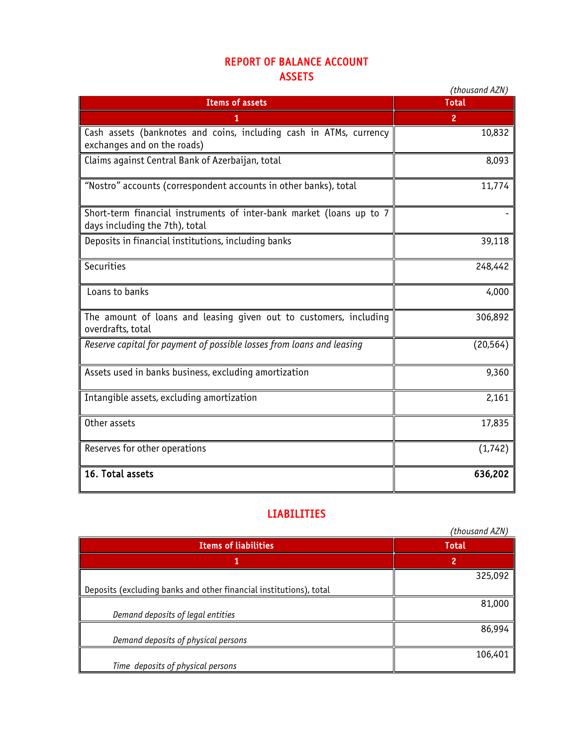# REPORT OF BALANCE ACCOUNT
## ASSETS

*(thousand AZN)*

| Items of assets | Total |
|---|---|
| 1 | 2 |
| Cash assets (banknotes and coins, including cash in ATMs, currency exchanges and on the roads) | 10,832 |
| Claims against Central Bank of Azerbaijan, total | 8,093 |
| "Nostro" accounts (correspondent accounts in other banks), total | 11,774 |
| Short-term financial instruments of inter-bank market (loans up to 7 days including the 7th), total | - |
| Deposits in financial institutions, including banks | 39,118 |
| Securities | 248,442 |
| Loans to banks | 4,000 |
| The amount of loans and leasing given out to customers, including overdrafts, total | 306,892 |
| *Reserve capital for payment of possible losses from loans and leasing* | (20,564) |
| Assets used in banks business, excluding amortization | 9,360 |
| Intangible assets, excluding amortization | 2,161 |
| Other assets | 17,835 |
| Reserves for other operations | (1,742) |
| **16. Total assets** | **636,202** |

## LIABILITIES

*(thousand AZN)*

| Items of liabilities | Total |
|---|---|
| 1 | 2 |
| Deposits (excluding banks and other financial institutions), total | 325,092 |
| *Demand deposits of legal entities* | 81,000 |
| *Demand deposits of physical persons* | 86,994 |
| *Time deposits of physical persons* | 106,401 |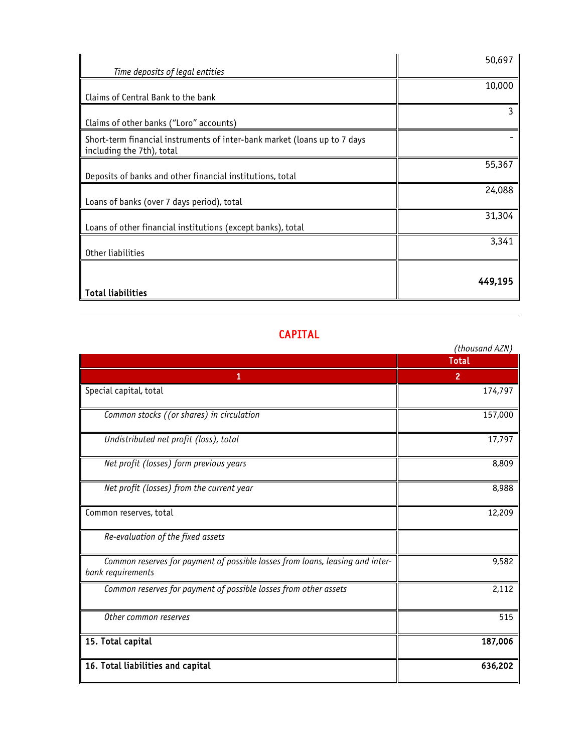| | |
|---|---|
| *Time deposits of legal entities* | 50,697 |
| Claims of Central Bank to the bank | 10,000 |
| Claims of other banks ("Loro" accounts) | 3 |
| Short-term financial instruments of inter-bank market (loans up to 7 days including the 7th), total | - |
| Deposits of banks and other financial institutions, total | 55,367 |
| Loans of banks (over 7 days period), total | 24,088 |
| Loans of other financial institutions (except banks), total | 31,304 |
| Other liabilities | 3,341 |
| **Total liabilities** | **449,195** |

## CAPITAL

*(thousand AZN)*

| | Total |
|---|---|
| 1 | 2 |
| Special capital, total | 174,797 |
| *Common stocks ((or shares) in circulation* | 157,000 |
| *Undistributed net profit (loss), total* | 17,797 |
| *Net profit (losses) form previous years* | 8,809 |
| *Net profit (losses) from the current year* | 8,988 |
| Common reserves, total | 12,209 |
| *Re-evaluation of the fixed assets* | |
| *Common reserves for payment of possible losses from loans, leasing and inter-bank requirements* | 9,582 |
| *Common reserves for payment of possible losses from other assets* | 2,112 |
| *Other common reserves* | 515 |
| **15. Total capital** | **187,006** |
| **16. Total liabilities and capital** | **636,202** |